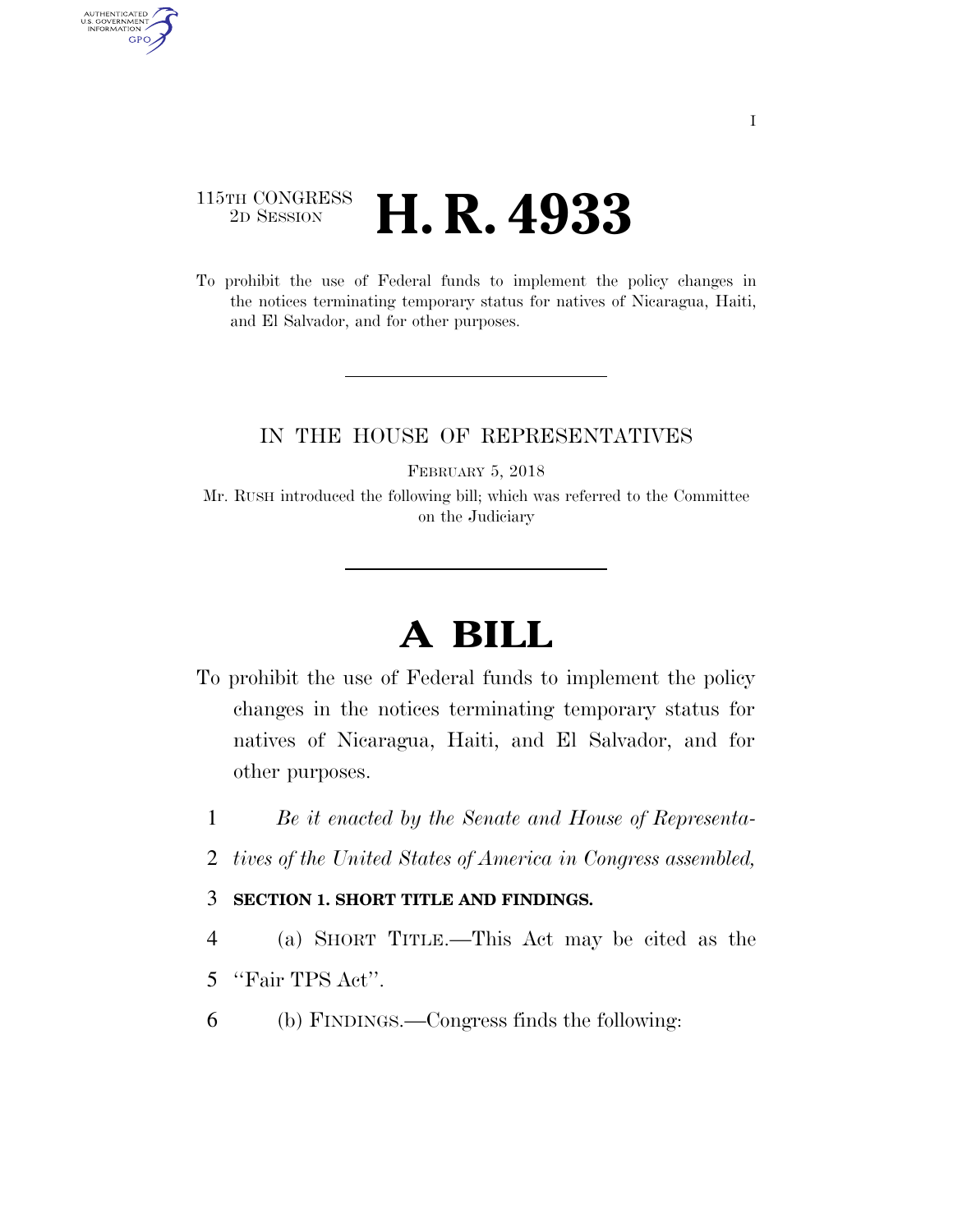115TH CONGRESS
2D SESSION

# H. R. 4933

To prohibit the use of Federal funds to implement the policy changes in the notices terminating temporary status for natives of Nicaragua, Haiti, and El Salvador, and for other purposes.

---

IN THE HOUSE OF REPRESENTATIVES

FEBRUARY 5, 2018

Mr. RUSH introduced the following bill; which was referred to the Committee on the Judiciary

---

# A BILL

To prohibit the use of Federal funds to implement the policy changes in the notices terminating temporary status for natives of Nicaragua, Haiti, and El Salvador, and for other purposes.

1 *Be it enacted by the Senate and House of Representa-*
2 *tives of the United States of America in Congress assembled,*

3 **SECTION 1. SHORT TITLE AND FINDINGS.**

4 (a) SHORT TITLE.—This Act may be cited as the
5 "Fair TPS Act".

6 (b) FINDINGS.—Congress finds the following: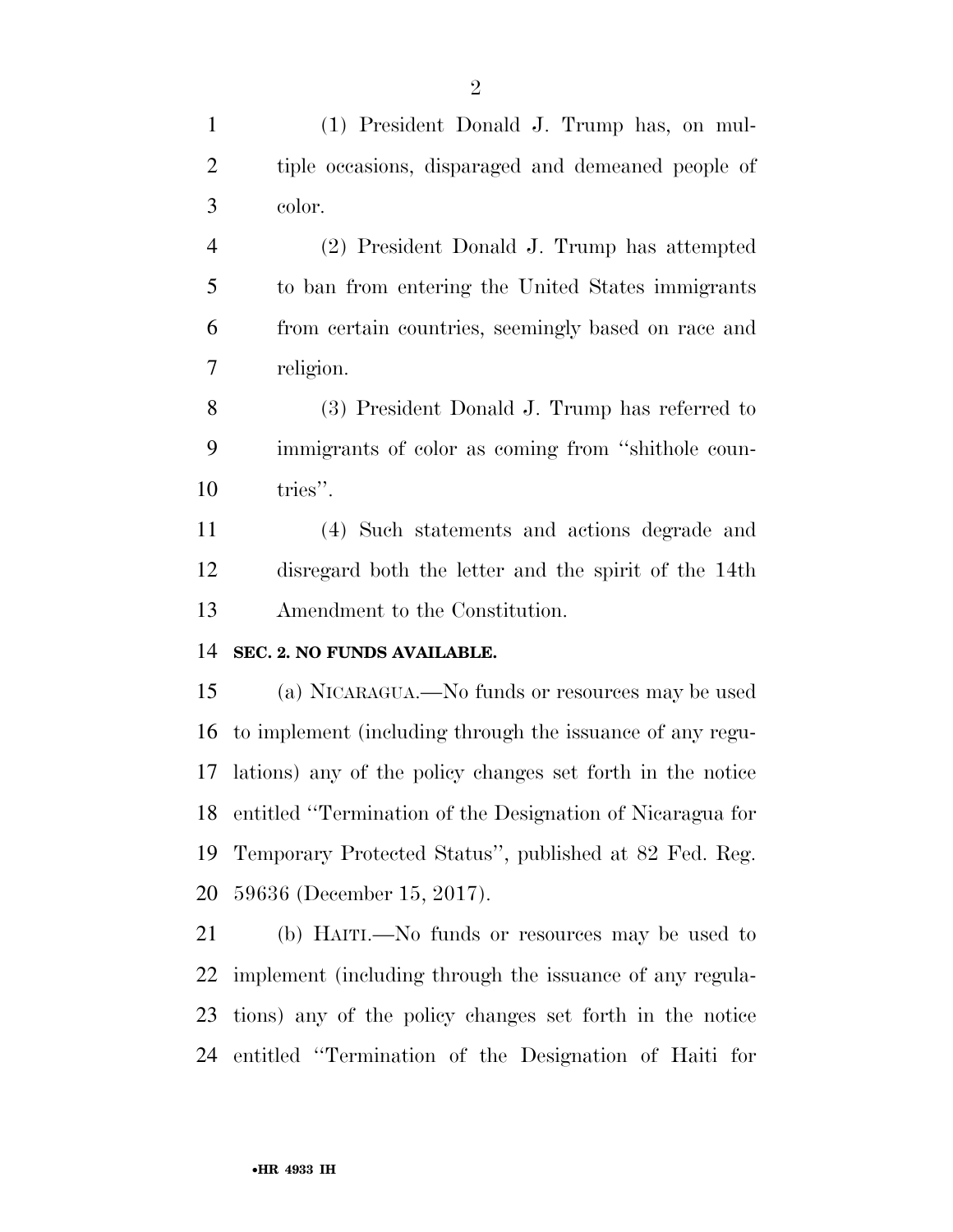(1) President Donald J. Trump has, on multiple occasions, disparaged and demeaned people of color.

(2) President Donald J. Trump has attempted to ban from entering the United States immigrants from certain countries, seemingly based on race and religion.

(3) President Donald J. Trump has referred to immigrants of color as coming from "shithole countries".

(4) Such statements and actions degrade and disregard both the letter and the spirit of the 14th Amendment to the Constitution.

**SEC. 2. NO FUNDS AVAILABLE.**

(a) NICARAGUA.—No funds or resources may be used to implement (including through the issuance of any regulations) any of the policy changes set forth in the notice entitled "Termination of the Designation of Nicaragua for Temporary Protected Status", published at 82 Fed. Reg. 59636 (December 15, 2017).

(b) HAITI.—No funds or resources may be used to implement (including through the issuance of any regulations) any of the policy changes set forth in the notice entitled "Termination of the Designation of Haiti for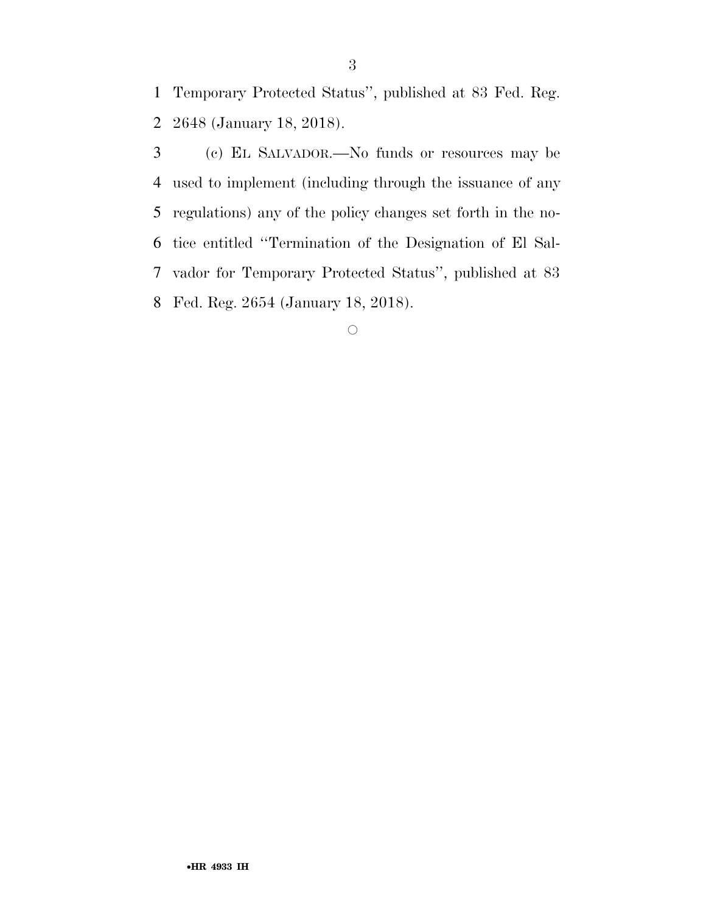Temporary Protected Status'', published at 83 Fed. Reg. 2648 (January 18, 2018).

(c) EL SALVADOR.—No funds or resources may be used to implement (including through the issuance of any regulations) any of the policy changes set forth in the notice entitled ''Termination of the Designation of El Salvador for Temporary Protected Status'', published at 83 Fed. Reg. 2654 (January 18, 2018).

○